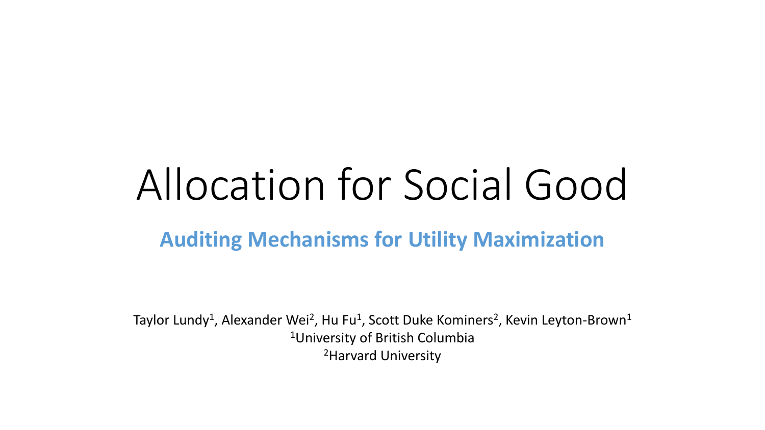# Allocation for Social Good

## **Auditing Mechanisms for Utility Maximization**

Taylor Lundy[1], Alexander Wei[2], Hu Fu[1], Scott Duke Kominers[2], Kevin Leyton-Brown[1]

[1]University of British Columbia

[2]Harvard University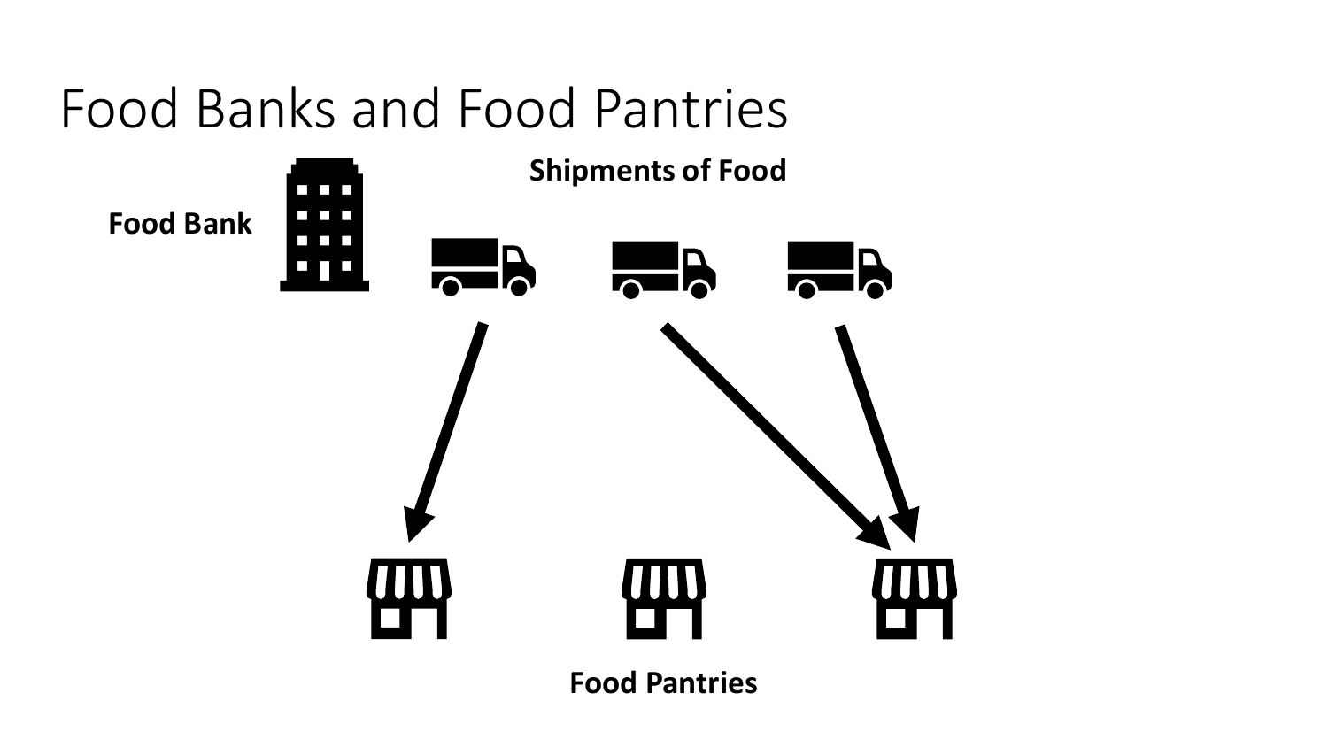# Food Banks and Food Pantries

**Food Bank**

**Shipments of Food**

**Food Pantries**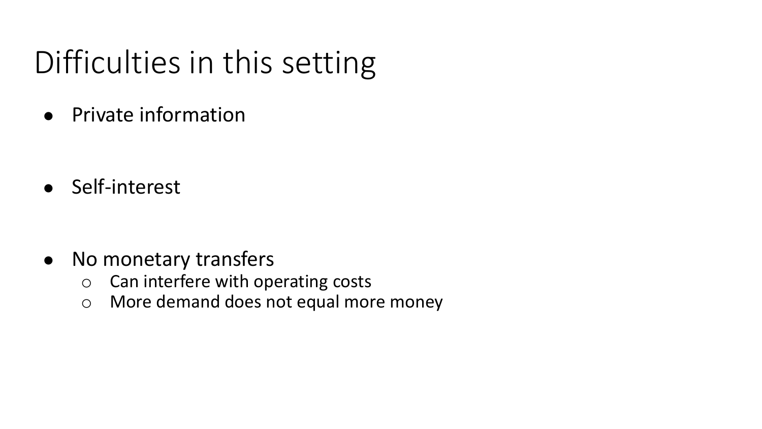# Difficulties in this setting

- Private information
- Self-interest
- No monetary transfers
  - Can interfere with operating costs
  - More demand does not equal more money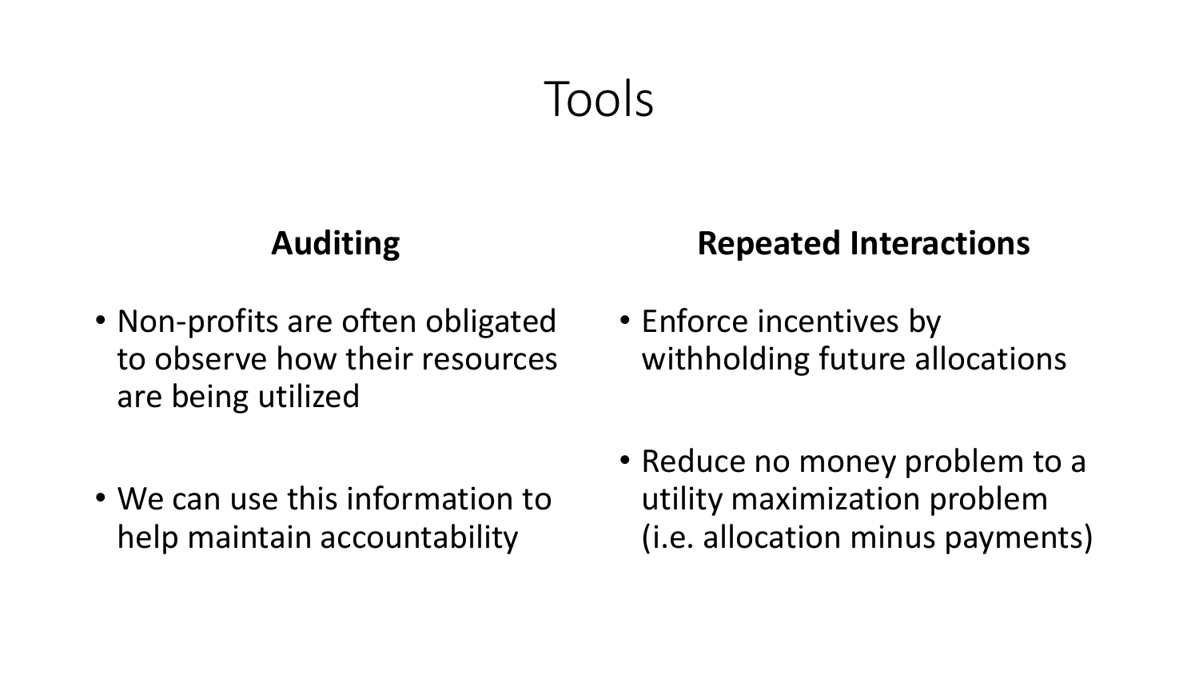# Tools

## Auditing

- Non-profits are often obligated to observe how their resources are being utilized

- We can use this information to help maintain accountability

## Repeated Interactions

- Enforce incentives by withholding future allocations

- Reduce no money problem to a utility maximization problem (i.e. allocation minus payments)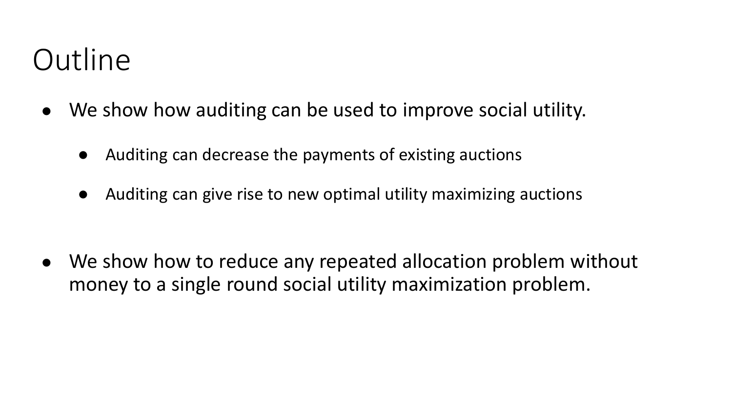# Outline

- We show how auditing can be used to improve social utility.
  - Auditing can decrease the payments of existing auctions
  - Auditing can give rise to new optimal utility maximizing auctions
- We show how to reduce any repeated allocation problem without money to a single round social utility maximization problem.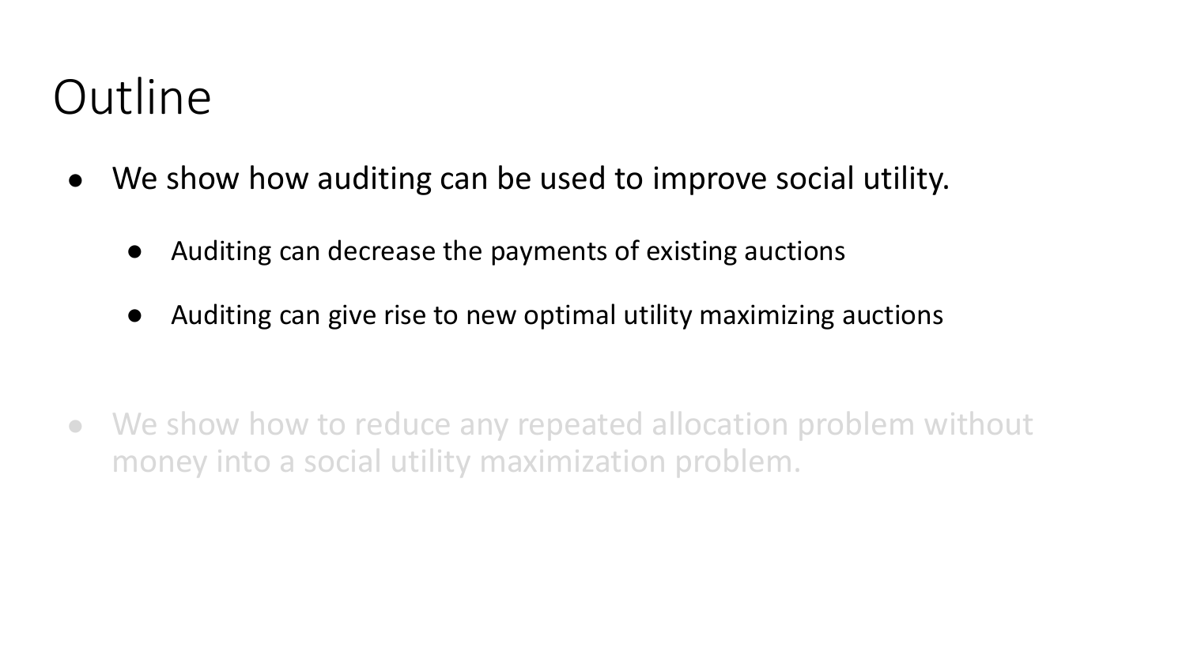# Outline

- We show how auditing can be used to improve social utility.
  - Auditing can decrease the payments of existing auctions
  - Auditing can give rise to new optimal utility maximizing auctions

- We show how to reduce any repeated allocation problem without money into a social utility maximization problem.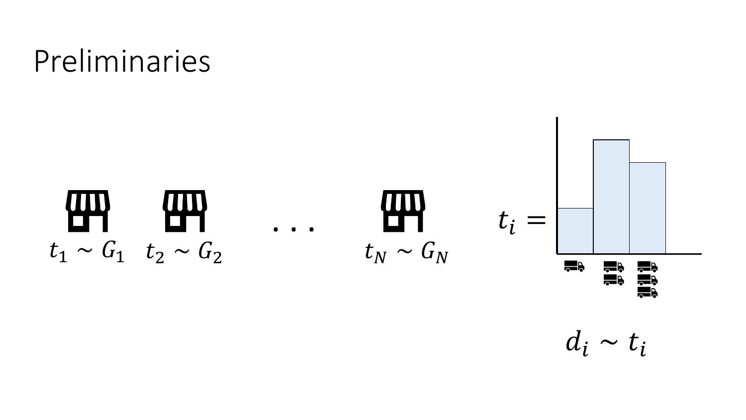# Preliminaries

$t_1 \sim G_1$ $t_2 \sim G_2$ . . . $t_N \sim G_N$

$t_i =$

$d_i \sim t_i$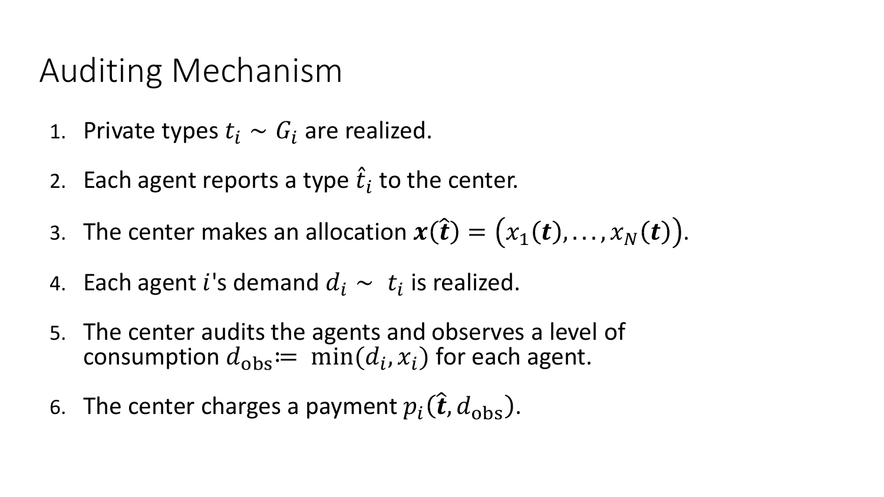# Auditing Mechanism

1. Private types $t_i \sim G_i$ are realized.
2. Each agent reports a type $\hat{t}_i$ to the center.
3. The center makes an allocation $\boldsymbol{x}(\hat{\boldsymbol{t}}) = \left(x_1(\boldsymbol{t}), \ldots, x_N(\boldsymbol{t})\right)$.
4. Each agent $i$'s demand $d_i \sim t_i$ is realized.
5. The center audits the agents and observes a level of consumption $d_{\text{obs}} := \min(d_i, x_i)$ for each agent.
6. The center charges a payment $p_i(\hat{\boldsymbol{t}}, d_{\text{obs}})$.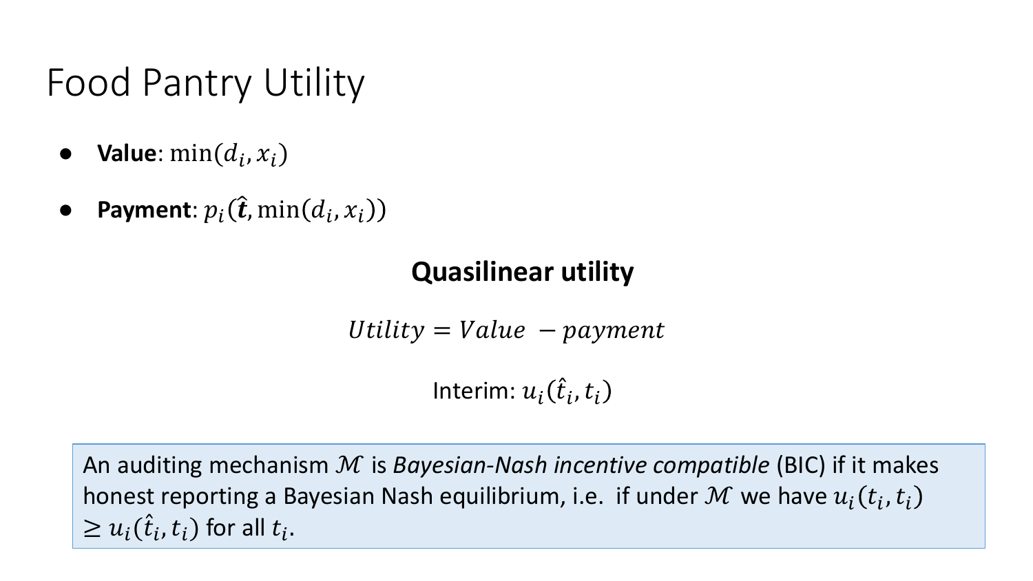# Food Pantry Utility

- **Value**: $\min(d_i, x_i)$
- **Payment**: $p_i(\hat{\boldsymbol{t}}, \min(d_i, x_i))$

**Quasilinear utility**

$$Utility = Value \;- payment$$

Interim: $u_i(\hat{t}_i, t_i)$

> An auditing mechanism $\mathcal{M}$ is *Bayesian-Nash incentive compatible* (BIC) if it makes honest reporting a Bayesian Nash equilibrium, i.e. if under $\mathcal{M}$ we have $u_i(t_i, t_i) \geq u_i(\hat{t}_i, t_i)$ for all $t_i$.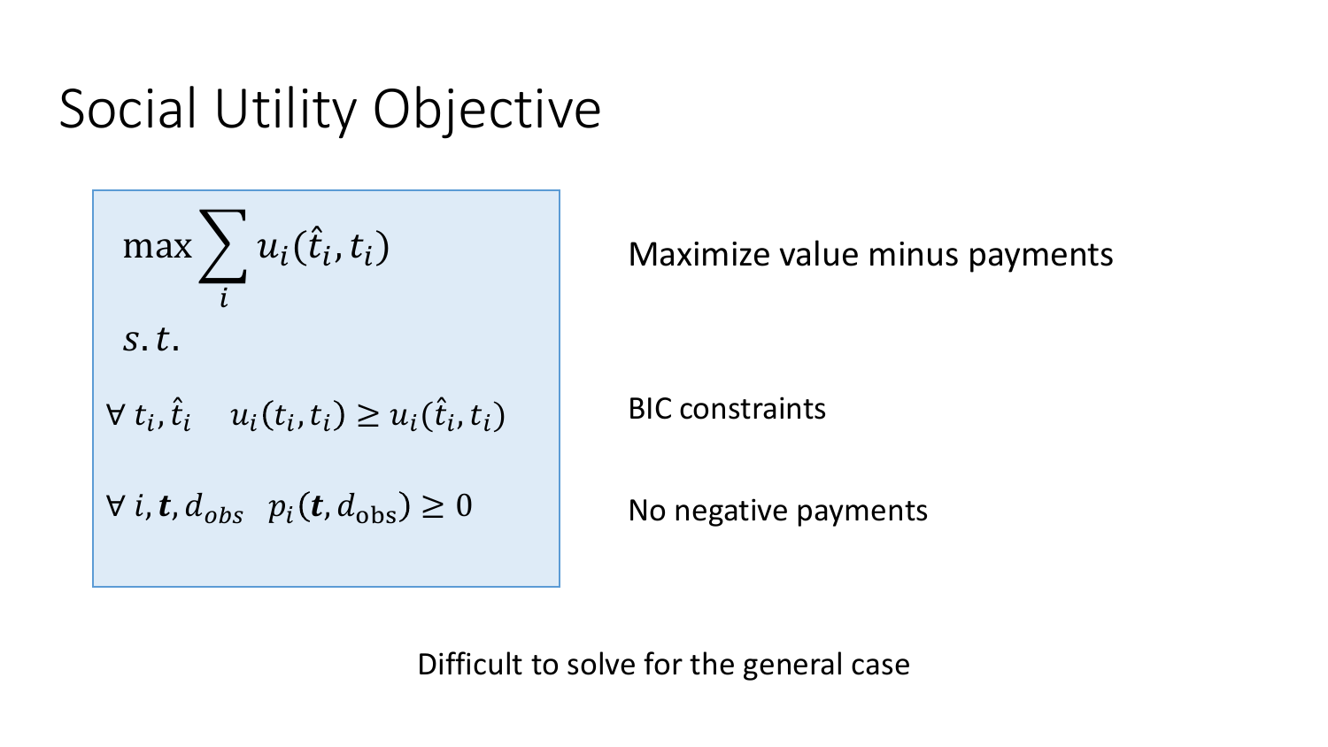# Social Utility Objective

$$\max \sum_i u_i(\hat{t}_i, t_i)$$

$s.t.$

$$\forall\, t_i, \hat{t}_i \quad u_i(t_i, t_i) \geq u_i(\hat{t}_i, t_i)$$

$$\forall\, i, \boldsymbol{t}, d_{obs} \quad p_i(\boldsymbol{t}, d_{\text{obs}}) \geq 0$$

Maximize value minus payments

BIC constraints

No negative payments

Difficult to solve for the general case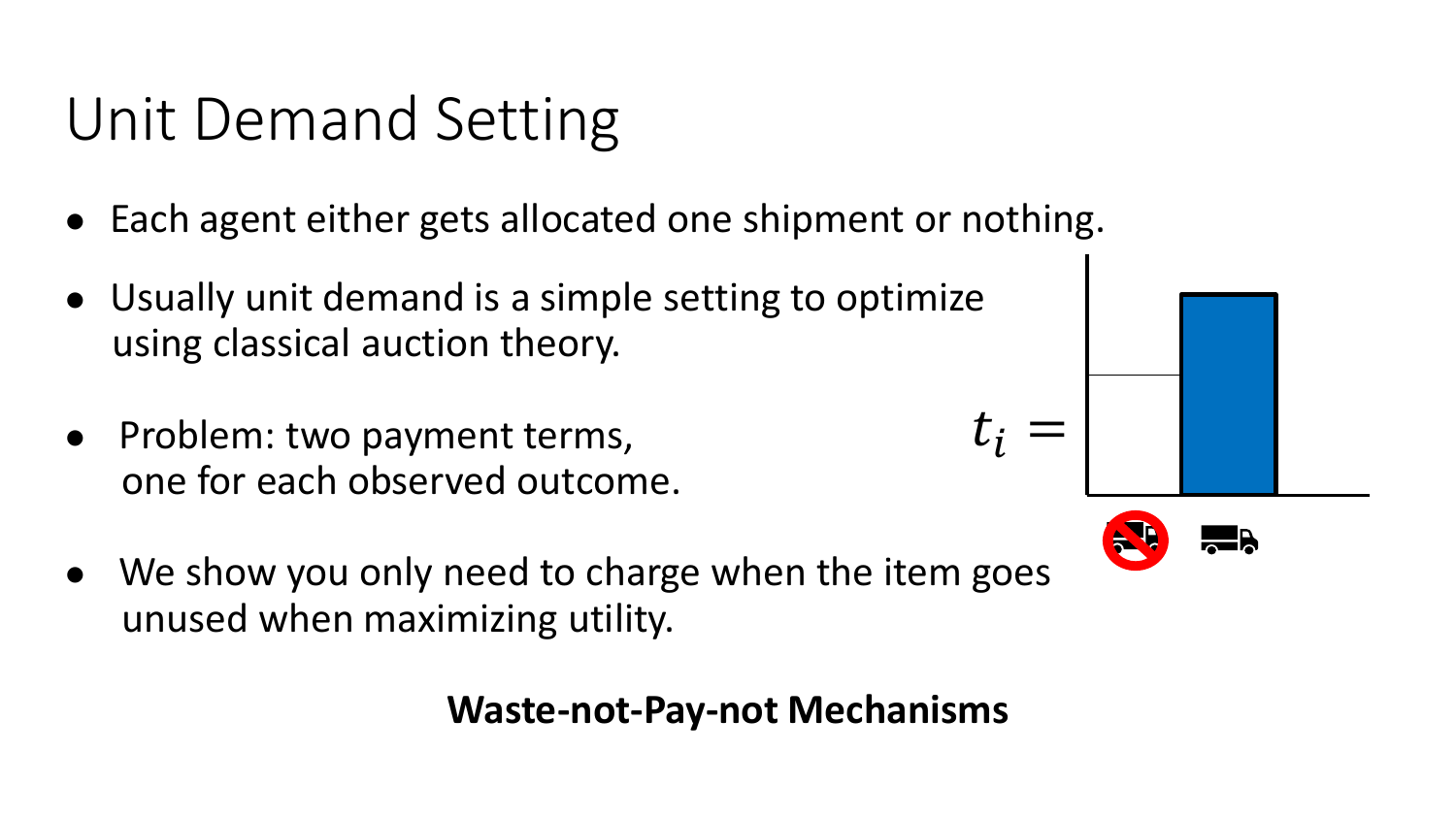# Unit Demand Setting

- Each agent either gets allocated one shipment or nothing.
- Usually unit demand is a simple setting to optimize using classical auction theory.
- Problem: two payment terms, one for each observed outcome.
- We show you only need to charge when the item goes unused when maximizing utility.

$t_i =$

**Waste-not-Pay-not Mechanisms**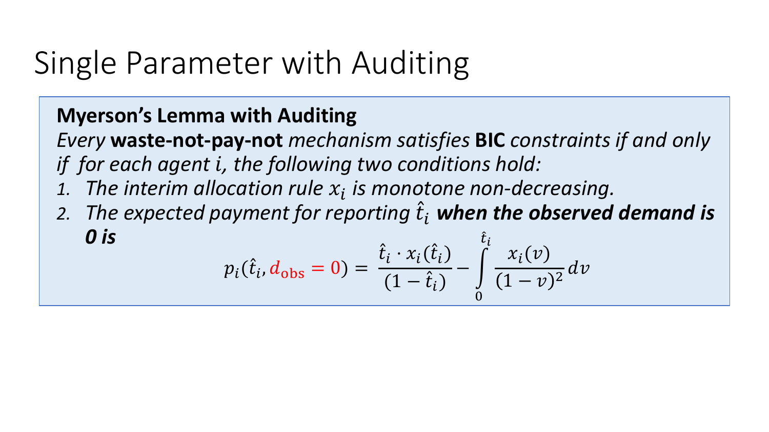# Single Parameter with Auditing

**Myerson's Lemma with Auditing**

*Every* **waste-not-pay-not** *mechanism satisfies* **BIC** *constraints if and only if for each agent $i$, the following two conditions hold:*

1. *The interim allocation rule $x_i$ is monotone non-decreasing.*
2. *The expected payment for reporting $\hat{t}_i$* ***when the observed demand is 0 is***

$$p_i(\hat{t}_i, d_{\text{obs}} = 0) = \frac{\hat{t}_i \cdot x_i(\hat{t}_i)}{(1 - \hat{t}_i)} - \int_0^{\hat{t}_i} \frac{x_i(v)}{(1 - v)^2} dv$$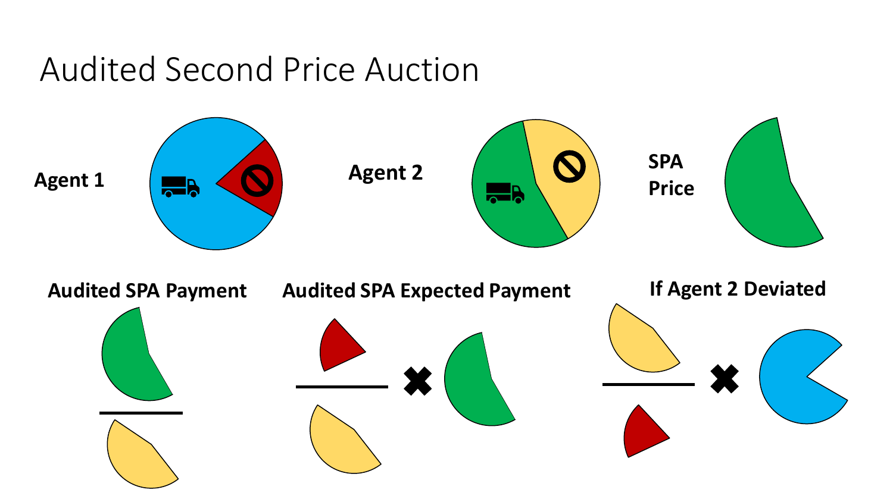# Audited Second Price Auction

**Agent 1**

**Agent 2**

**SPA Price**

**Audited SPA Payment**

**Audited SPA Expected Payment**

**If Agent 2 Deviated**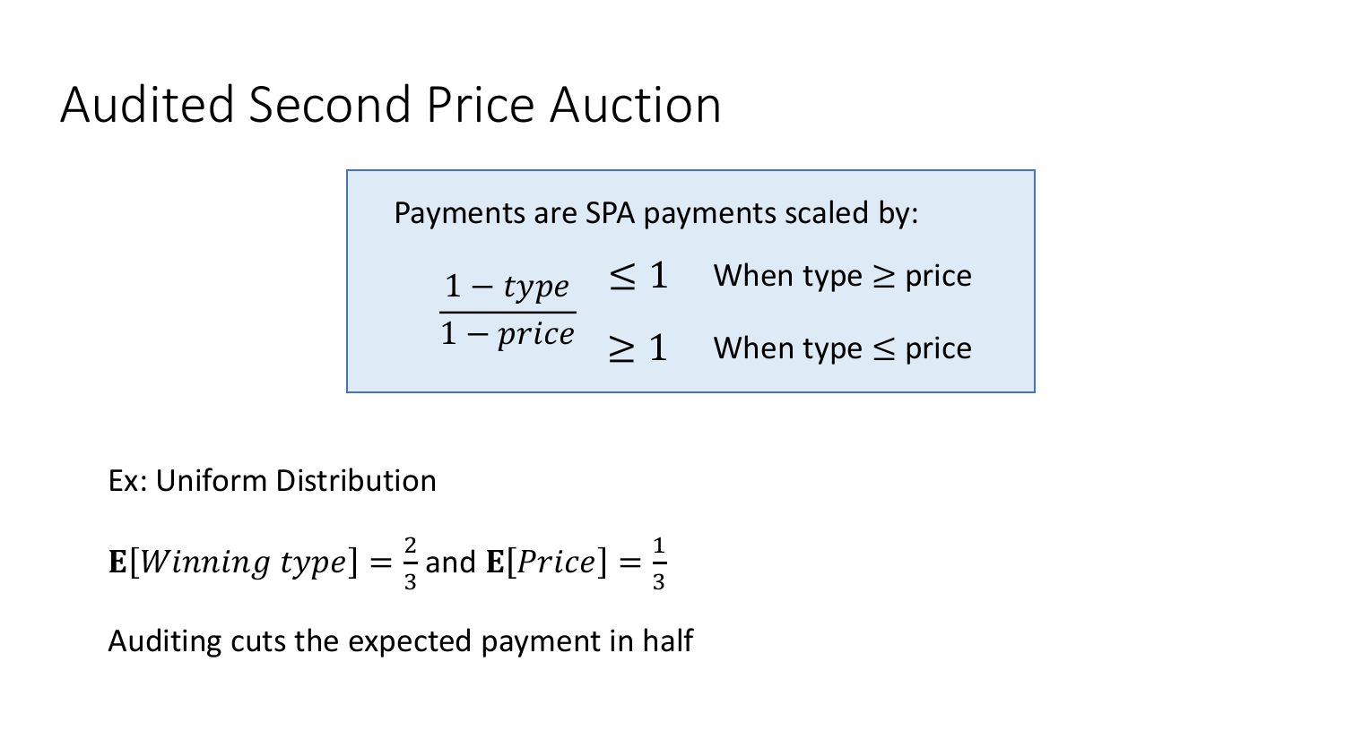# Audited Second Price Auction

Payments are SPA payments scaled by:

$$\frac{1 - type}{1 - price} \quad \begin{array}{ll} \leq 1 & \text{When type} \geq \text{price} \\ \geq 1 & \text{When type} \leq \text{price} \end{array}$$

Ex: Uniform Distribution

$\mathbf{E}[Winning\ type] = \frac{2}{3}$ and $\mathbf{E}[Price] = \frac{1}{3}$

Auditing cuts the expected payment in half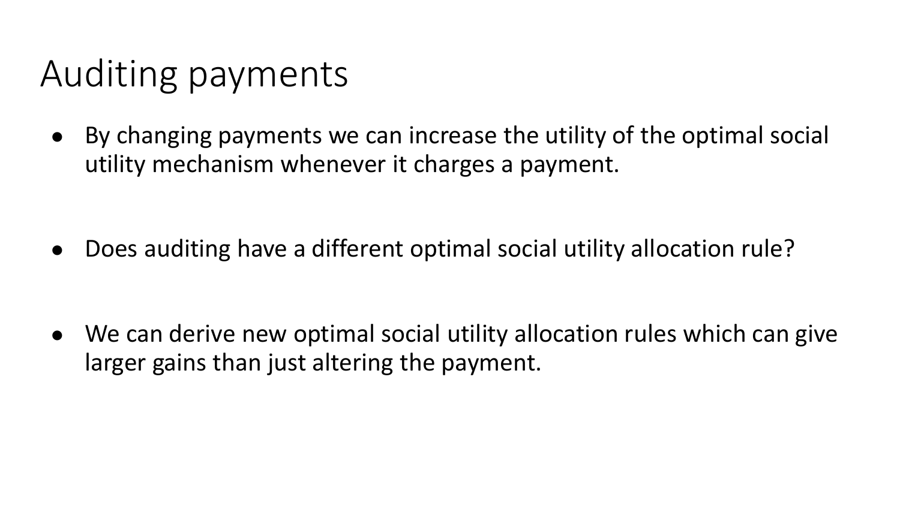# Auditing payments

- By changing payments we can increase the utility of the optimal social utility mechanism whenever it charges a payment.
- Does auditing have a different optimal social utility allocation rule?
- We can derive new optimal social utility allocation rules which can give larger gains than just altering the payment.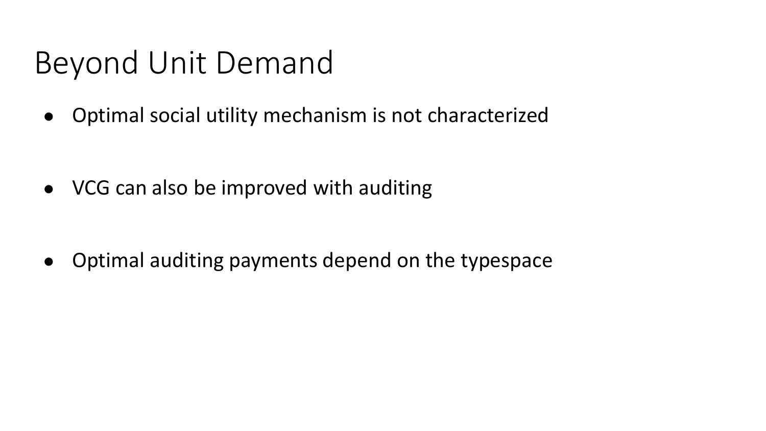# Beyond Unit Demand

- Optimal social utility mechanism is not characterized
- VCG can also be improved with auditing
- Optimal auditing payments depend on the typespace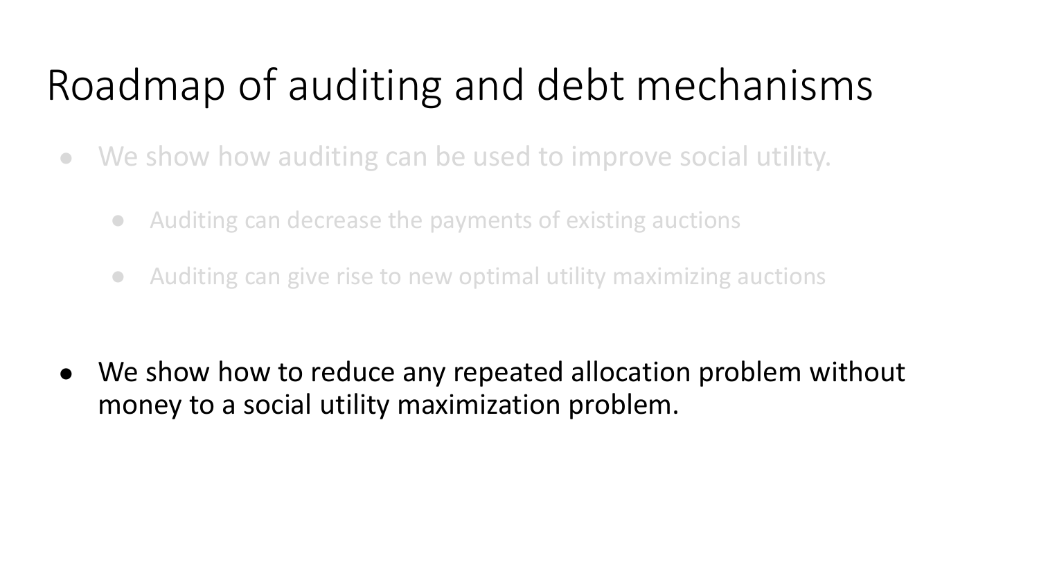# Roadmap of auditing and debt mechanisms

- We show how auditing can be used to improve social utility.
  - Auditing can decrease the payments of existing auctions
  - Auditing can give rise to new optimal utility maximizing auctions

- We show how to reduce any repeated allocation problem without money to a social utility maximization problem.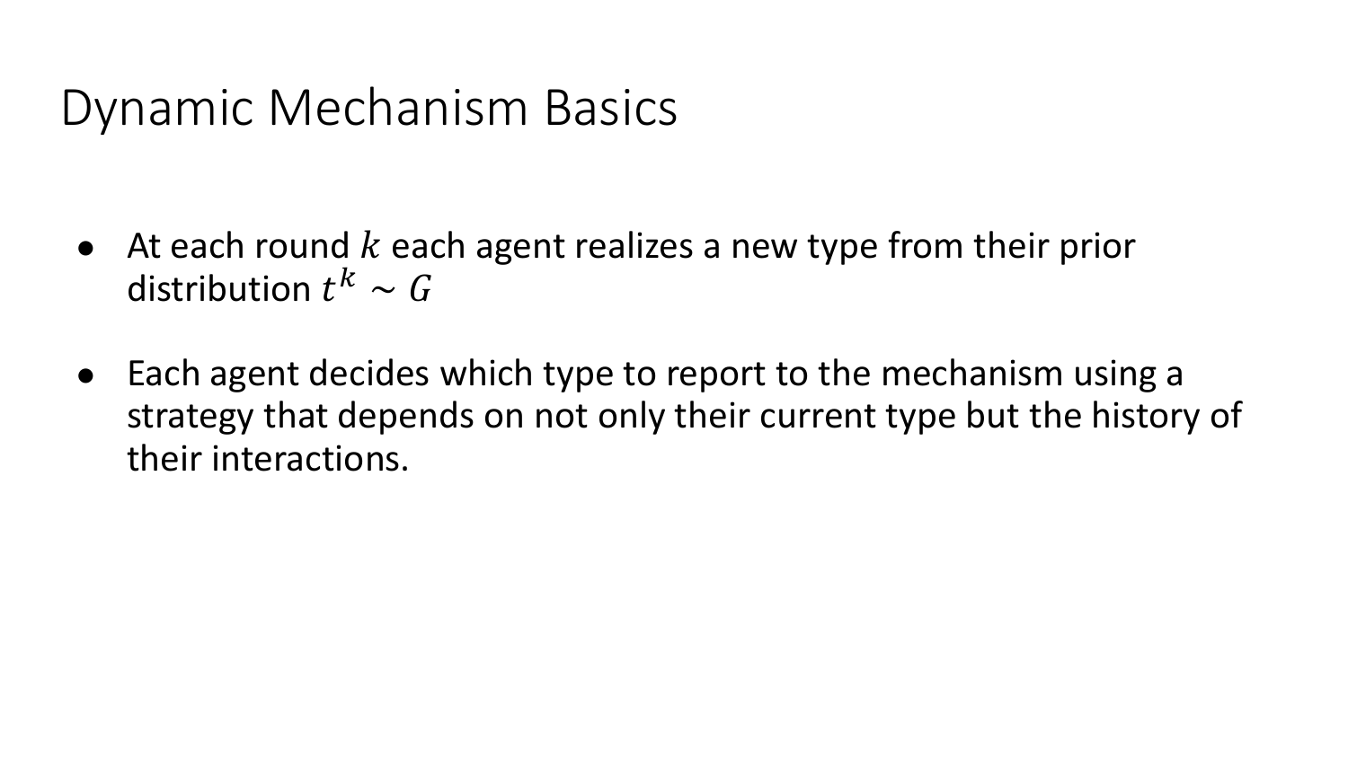# Dynamic Mechanism Basics

- At each round $k$ each agent realizes a new type from their prior distribution $t^k \sim G$
- Each agent decides which type to report to the mechanism using a strategy that depends on not only their current type but the history of their interactions.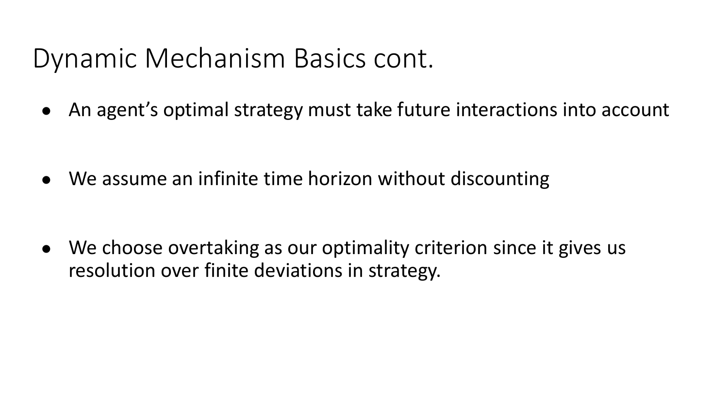# Dynamic Mechanism Basics cont.

- An agent’s optimal strategy must take future interactions into account
- We assume an infinite time horizon without discounting
- We choose overtaking as our optimality criterion since it gives us resolution over finite deviations in strategy.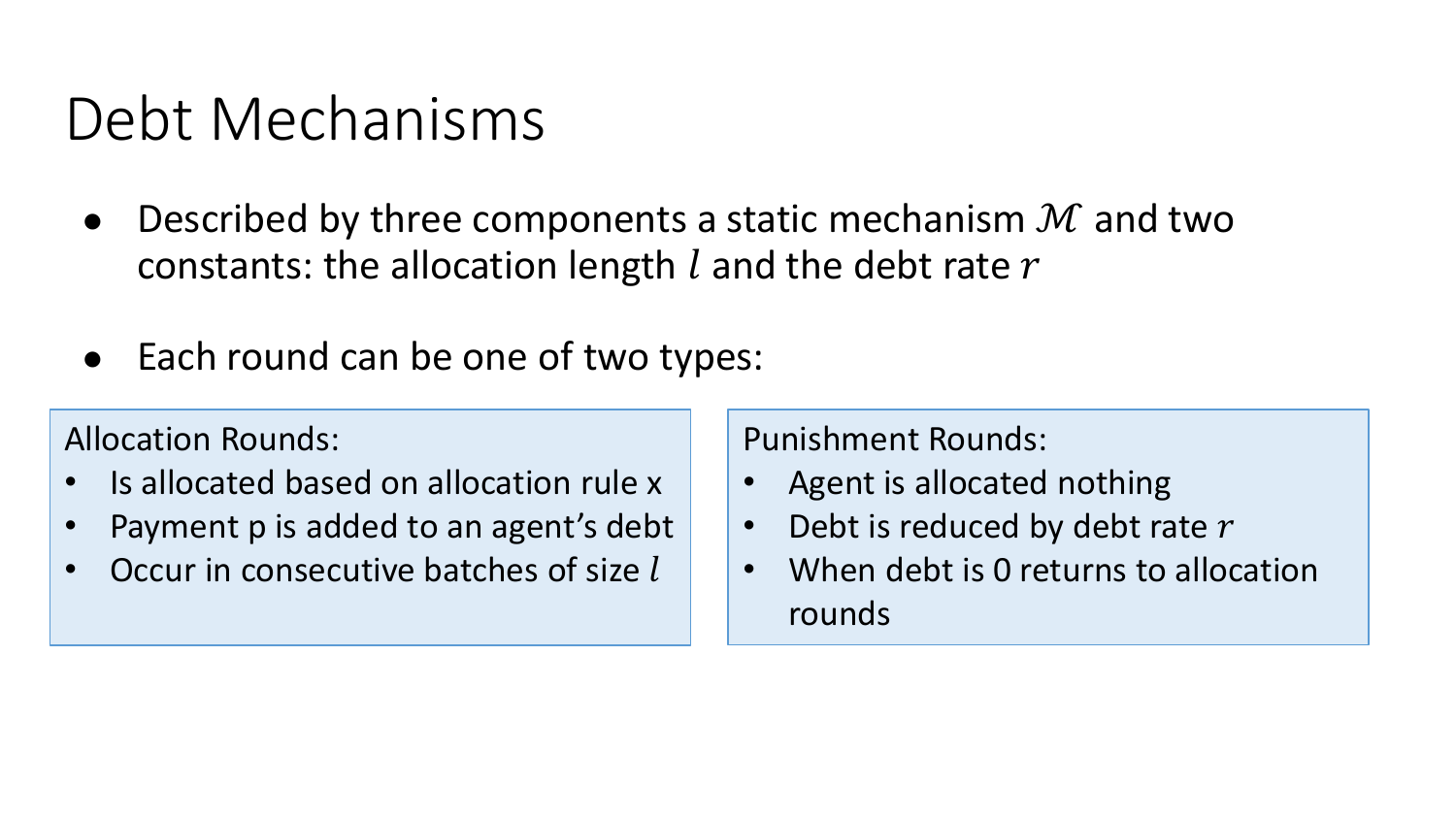# Debt Mechanisms

- Described by three components a static mechanism $\mathcal{M}$ and two constants: the allocation length $l$ and the debt rate $r$
- Each round can be one of two types:

**Allocation Rounds:**

- Is allocated based on allocation rule x
- Payment p is added to an agent's debt
- Occur in consecutive batches of size $l$

**Punishment Rounds:**

- Agent is allocated nothing
- Debt is reduced by debt rate $r$
- When debt is 0 returns to allocation rounds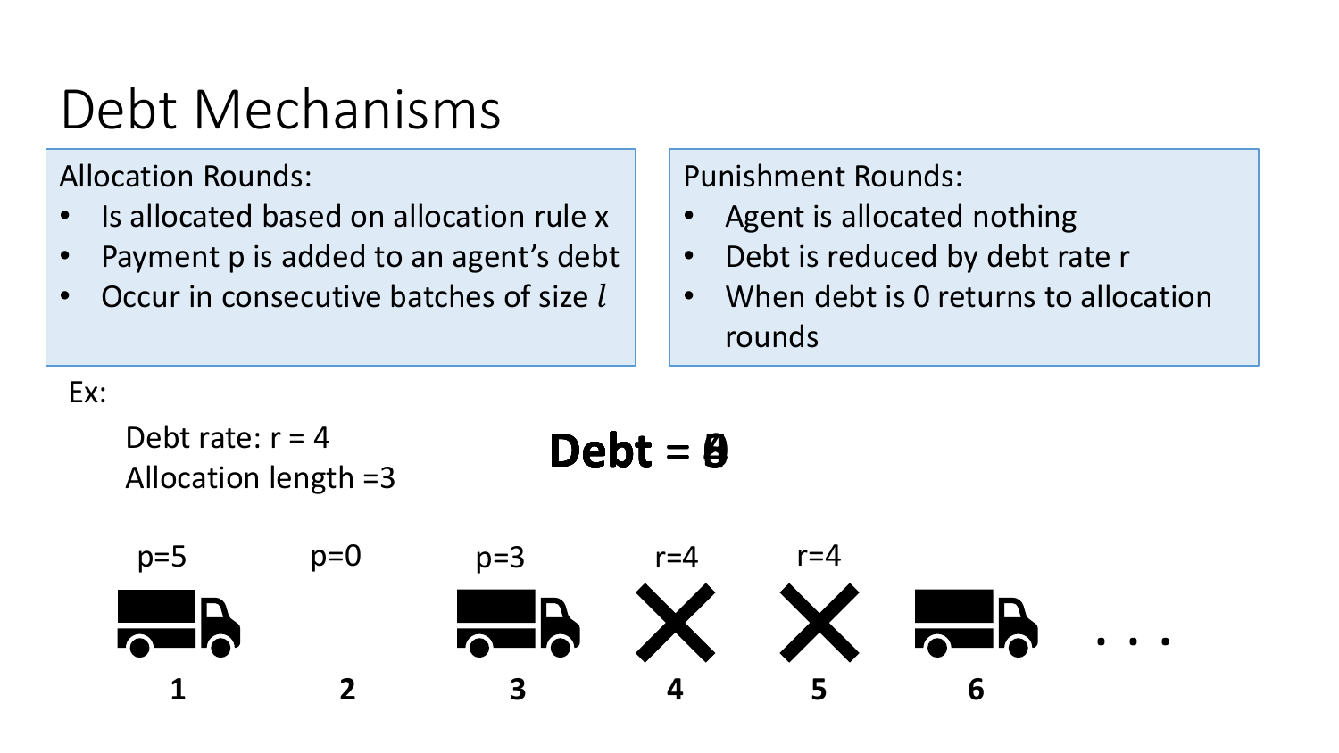# Debt Mechanisms

**Allocation Rounds:**

- Is allocated based on allocation rule x
- Payment p is added to an agent's debt
- Occur in consecutive batches of size $l$

**Punishment Rounds:**

- Agent is allocated nothing
- Debt is reduced by debt rate r
- When debt is 0 returns to allocation rounds

Ex:

Debt rate: r = 4
Allocation length =3

**Debt = 0**

| p=5 | p=0 | p=3 | r=4 | r=4 | | |
|---|---|---|---|---|---|---|
| 🚚 | | 🚚 | ✕ | ✕ | 🚚 | . . . |
| **1** | **2** | **3** | **4** | **5** | **6** | |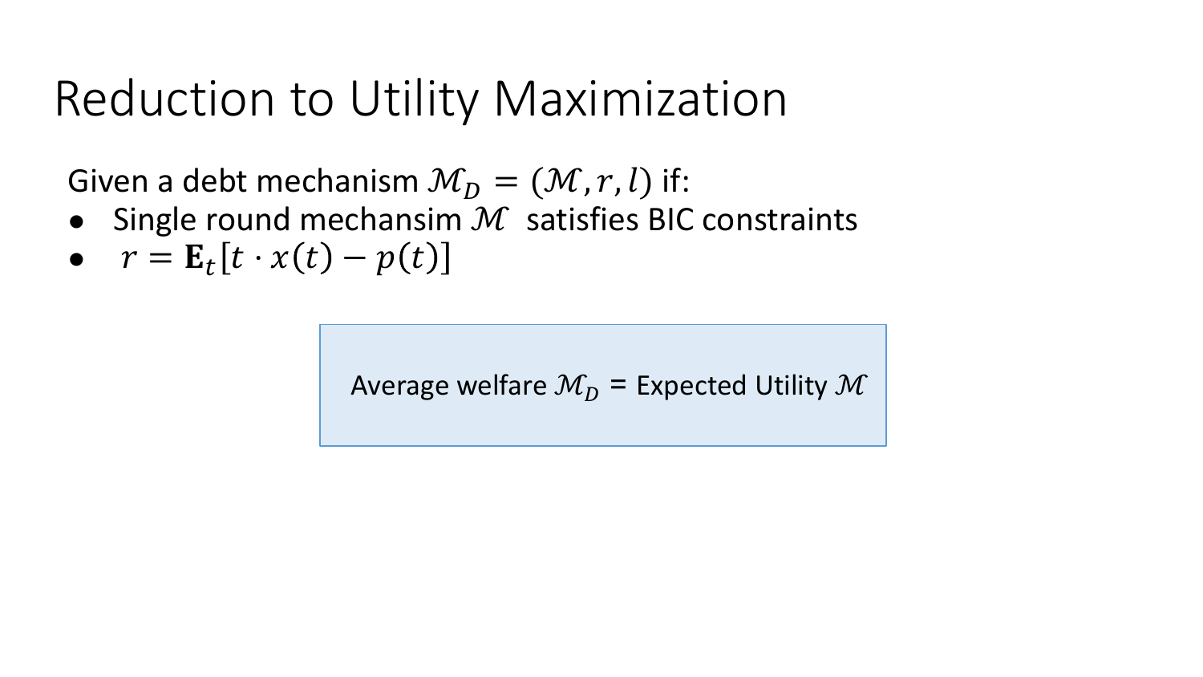# Reduction to Utility Maximization

Given a debt mechanism $\mathcal{M}_D = (\mathcal{M}, r, l)$ if:

- Single round mechansim $\mathcal{M}$ satisfies BIC constraints
- $r = \mathbf{E}_t[t \cdot x(t) - p(t)]$

Average welfare $\mathcal{M}_D$ = Expected Utility $\mathcal{M}$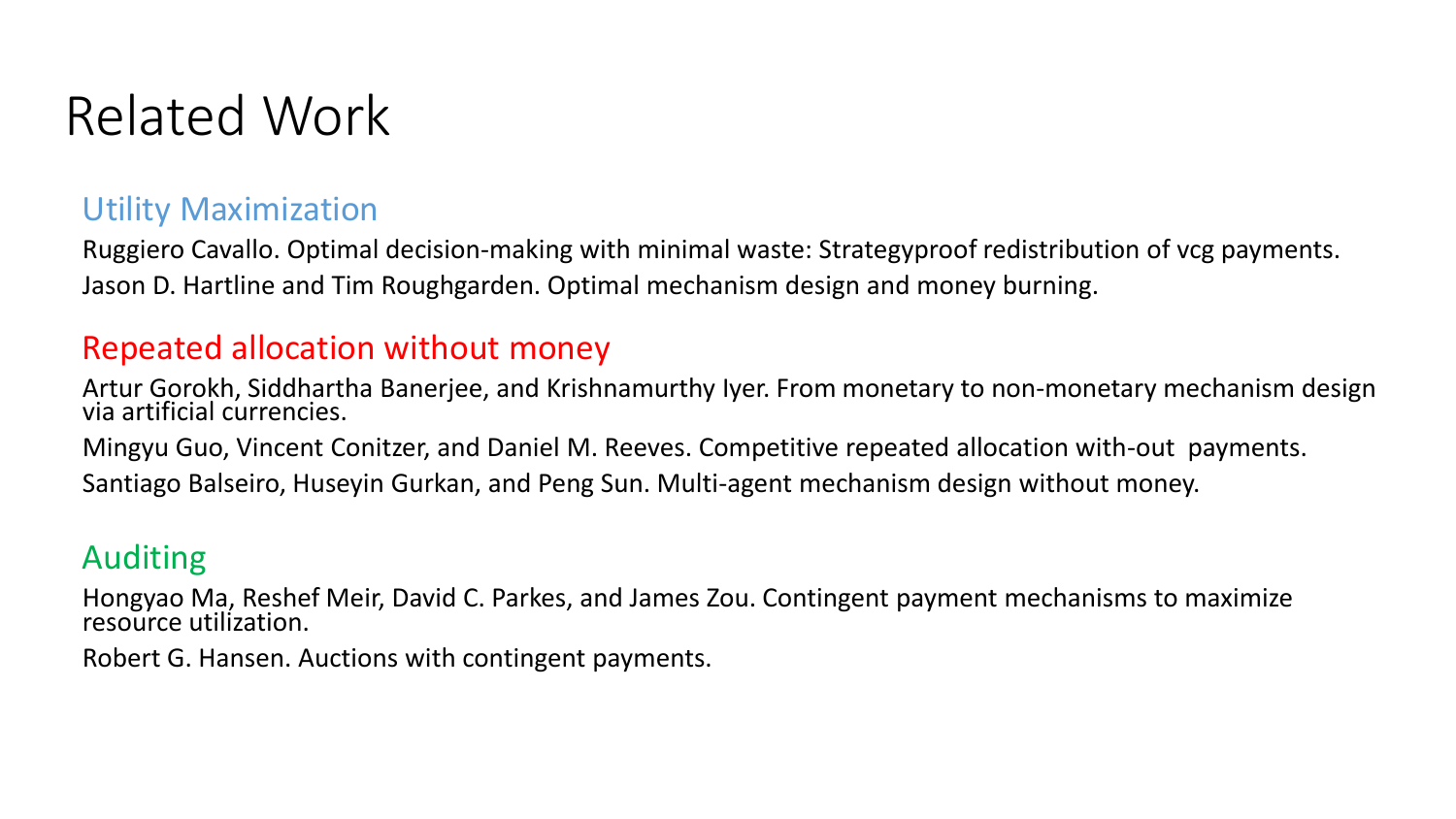# Related Work

## Utility Maximization

Ruggiero Cavallo. Optimal decision-making with minimal waste: Strategyproof redistribution of vcg payments.

Jason D. Hartline and Tim Roughgarden. Optimal mechanism design and money burning.

## Repeated allocation without money

Artur Gorokh, Siddhartha Banerjee, and Krishnamurthy Iyer. From monetary to non-monetary mechanism design via artificial currencies.

Mingyu Guo, Vincent Conitzer, and Daniel M. Reeves. Competitive repeated allocation with-out payments.

Santiago Balseiro, Huseyin Gurkan, and Peng Sun. Multi-agent mechanism design without money.

## Auditing

Hongyao Ma, Reshef Meir, David C. Parkes, and James Zou. Contingent payment mechanisms to maximize resource utilization.

Robert G. Hansen. Auctions with contingent payments.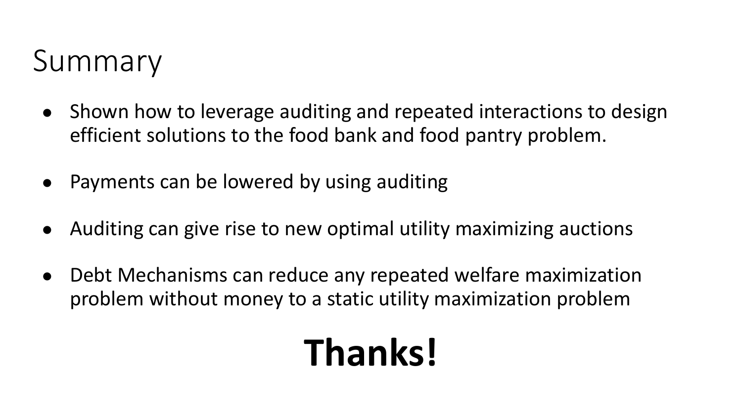# Summary

- Shown how to leverage auditing and repeated interactions to design efficient solutions to the food bank and food pantry problem.
- Payments can be lowered by using auditing
- Auditing can give rise to new optimal utility maximizing auctions
- Debt Mechanisms can reduce any repeated welfare maximization problem without money to a static utility maximization problem

**Thanks!**